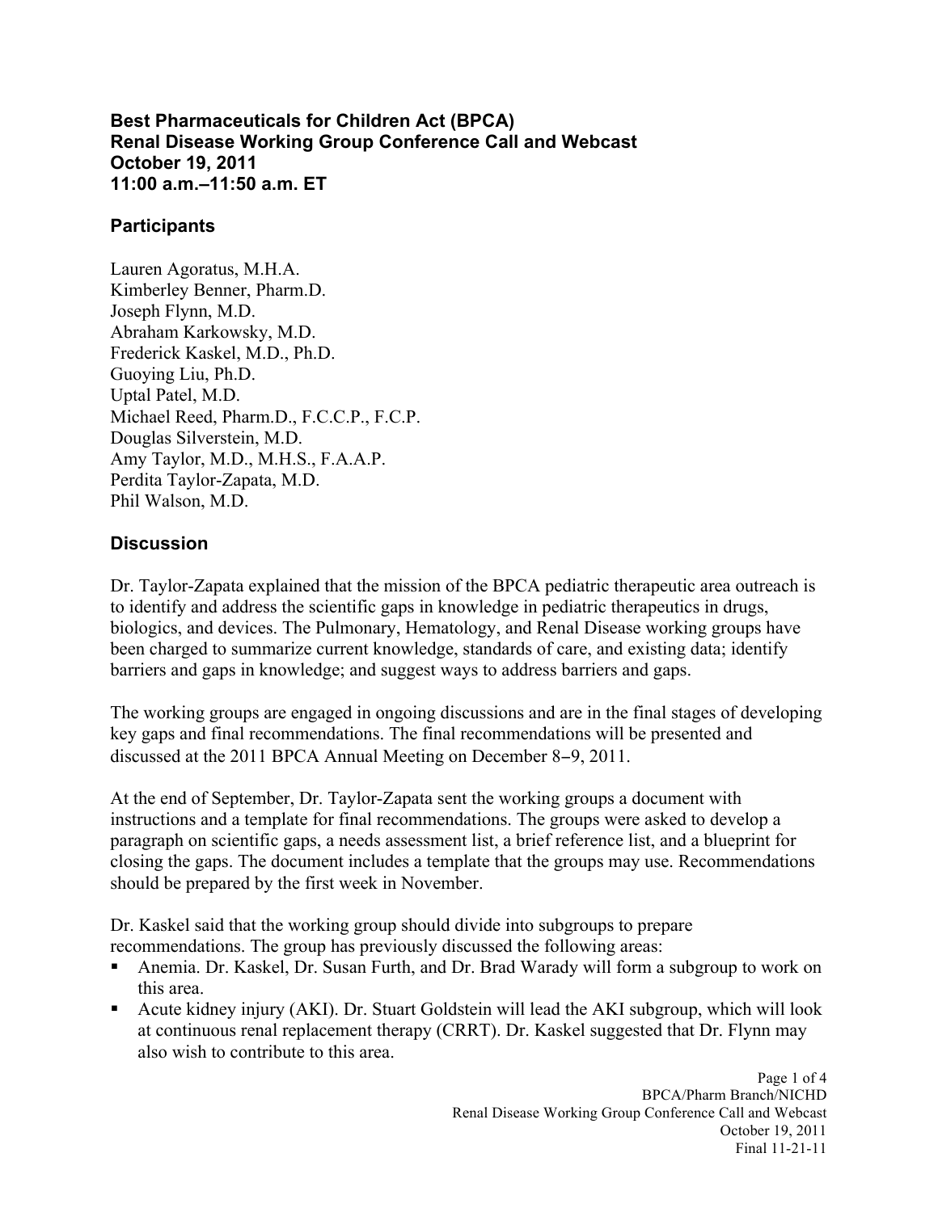# Best Pharmaceuticals for Children Act (BPCA)
# Renal Disease Working Group Conference Call and Webcast
# October 19, 2011
# 11:00 a.m.–11:50 a.m. ET

## Participants

Lauren Agoratus, M.H.A.
Kimberley Benner, Pharm.D.
Joseph Flynn, M.D.
Abraham Karkowsky, M.D.
Frederick Kaskel, M.D., Ph.D.
Guoying Liu, Ph.D.
Uptal Patel, M.D.
Michael Reed, Pharm.D., F.C.C.P., F.C.P.
Douglas Silverstein, M.D.
Amy Taylor, M.D., M.H.S., F.A.A.P.
Perdita Taylor-Zapata, M.D.
Phil Walson, M.D.

## Discussion

Dr. Taylor-Zapata explained that the mission of the BPCA pediatric therapeutic area outreach is to identify and address the scientific gaps in knowledge in pediatric therapeutics in drugs, biologics, and devices. The Pulmonary, Hematology, and Renal Disease working groups have been charged to summarize current knowledge, standards of care, and existing data; identify barriers and gaps in knowledge; and suggest ways to address barriers and gaps.

The working groups are engaged in ongoing discussions and are in the final stages of developing key gaps and final recommendations. The final recommendations will be presented and discussed at the 2011 BPCA Annual Meeting on December 8–9, 2011.

At the end of September, Dr. Taylor-Zapata sent the working groups a document with instructions and a template for final recommendations. The groups were asked to develop a paragraph on scientific gaps, a needs assessment list, a brief reference list, and a blueprint for closing the gaps. The document includes a template that the groups may use. Recommendations should be prepared by the first week in November.

Dr. Kaskel said that the working group should divide into subgroups to prepare recommendations. The group has previously discussed the following areas:

- Anemia. Dr. Kaskel, Dr. Susan Furth, and Dr. Brad Warady will form a subgroup to work on this area.
- Acute kidney injury (AKI). Dr. Stuart Goldstein will lead the AKI subgroup, which will look at continuous renal replacement therapy (CRRT). Dr. Kaskel suggested that Dr. Flynn may also wish to contribute to this area.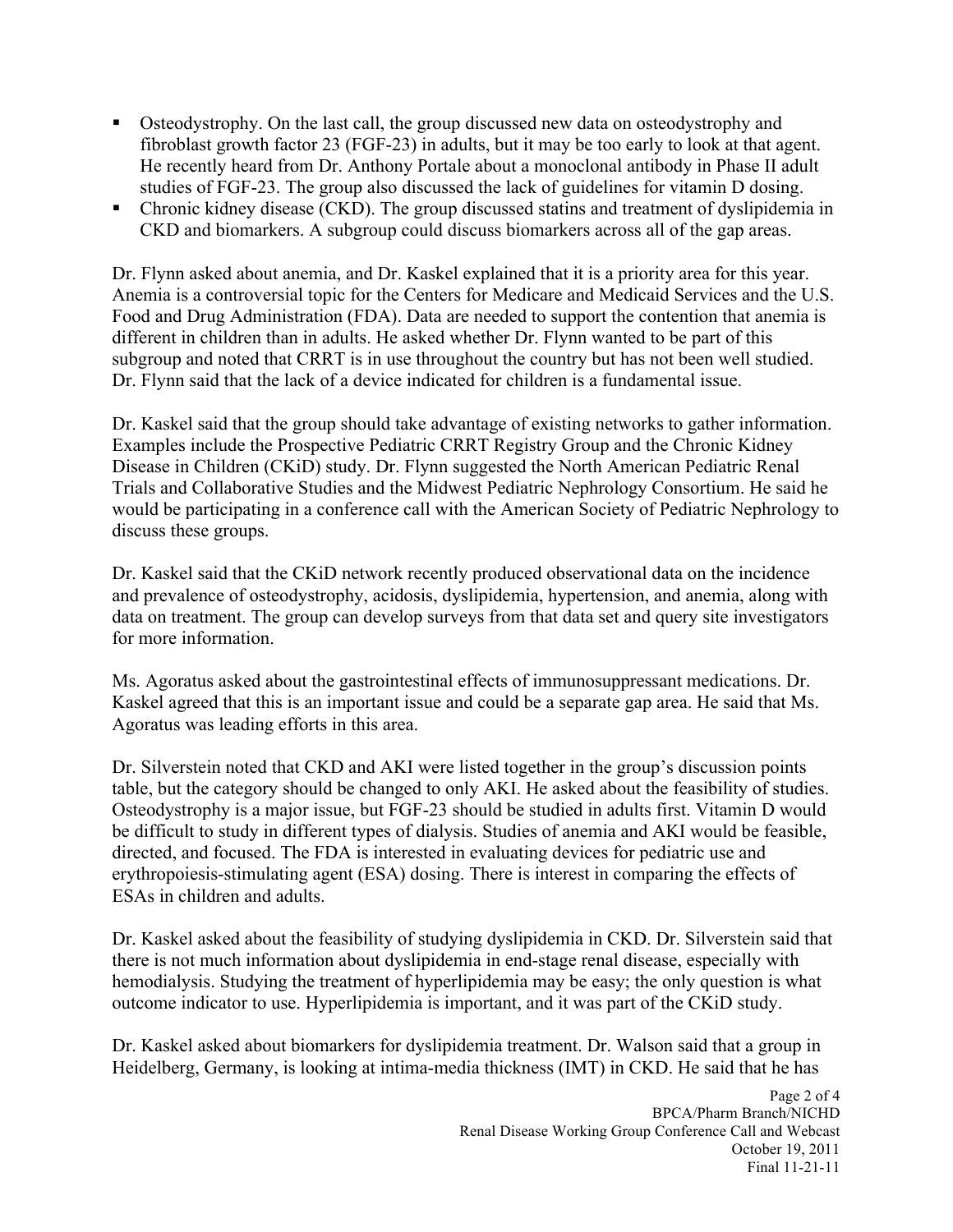- Osteodystrophy. On the last call, the group discussed new data on osteodystrophy and fibroblast growth factor 23 (FGF-23) in adults, but it may be too early to look at that agent. He recently heard from Dr. Anthony Portale about a monoclonal antibody in Phase II adult studies of FGF-23. The group also discussed the lack of guidelines for vitamin D dosing.
- Chronic kidney disease (CKD). The group discussed statins and treatment of dyslipidemia in CKD and biomarkers. A subgroup could discuss biomarkers across all of the gap areas.

Dr. Flynn asked about anemia, and Dr. Kaskel explained that it is a priority area for this year. Anemia is a controversial topic for the Centers for Medicare and Medicaid Services and the U.S. Food and Drug Administration (FDA). Data are needed to support the contention that anemia is different in children than in adults. He asked whether Dr. Flynn wanted to be part of this subgroup and noted that CRRT is in use throughout the country but has not been well studied. Dr. Flynn said that the lack of a device indicated for children is a fundamental issue.

Dr. Kaskel said that the group should take advantage of existing networks to gather information. Examples include the Prospective Pediatric CRRT Registry Group and the Chronic Kidney Disease in Children (CKiD) study. Dr. Flynn suggested the North American Pediatric Renal Trials and Collaborative Studies and the Midwest Pediatric Nephrology Consortium. He said he would be participating in a conference call with the American Society of Pediatric Nephrology to discuss these groups.

Dr. Kaskel said that the CKiD network recently produced observational data on the incidence and prevalence of osteodystrophy, acidosis, dyslipidemia, hypertension, and anemia, along with data on treatment. The group can develop surveys from that data set and query site investigators for more information.

Ms. Agoratus asked about the gastrointestinal effects of immunosuppressant medications. Dr. Kaskel agreed that this is an important issue and could be a separate gap area. He said that Ms. Agoratus was leading efforts in this area.

Dr. Silverstein noted that CKD and AKI were listed together in the group's discussion points table, but the category should be changed to only AKI. He asked about the feasibility of studies. Osteodystrophy is a major issue, but FGF-23 should be studied in adults first. Vitamin D would be difficult to study in different types of dialysis. Studies of anemia and AKI would be feasible, directed, and focused. The FDA is interested in evaluating devices for pediatric use and erythropoiesis-stimulating agent (ESA) dosing. There is interest in comparing the effects of ESAs in children and adults.

Dr. Kaskel asked about the feasibility of studying dyslipidemia in CKD. Dr. Silverstein said that there is not much information about dyslipidemia in end-stage renal disease, especially with hemodialysis. Studying the treatment of hyperlipidemia may be easy; the only question is what outcome indicator to use. Hyperlipidemia is important, and it was part of the CKiD study.

Dr. Kaskel asked about biomarkers for dyslipidemia treatment. Dr. Walson said that a group in Heidelberg, Germany, is looking at intima-media thickness (IMT) in CKD. He said that he has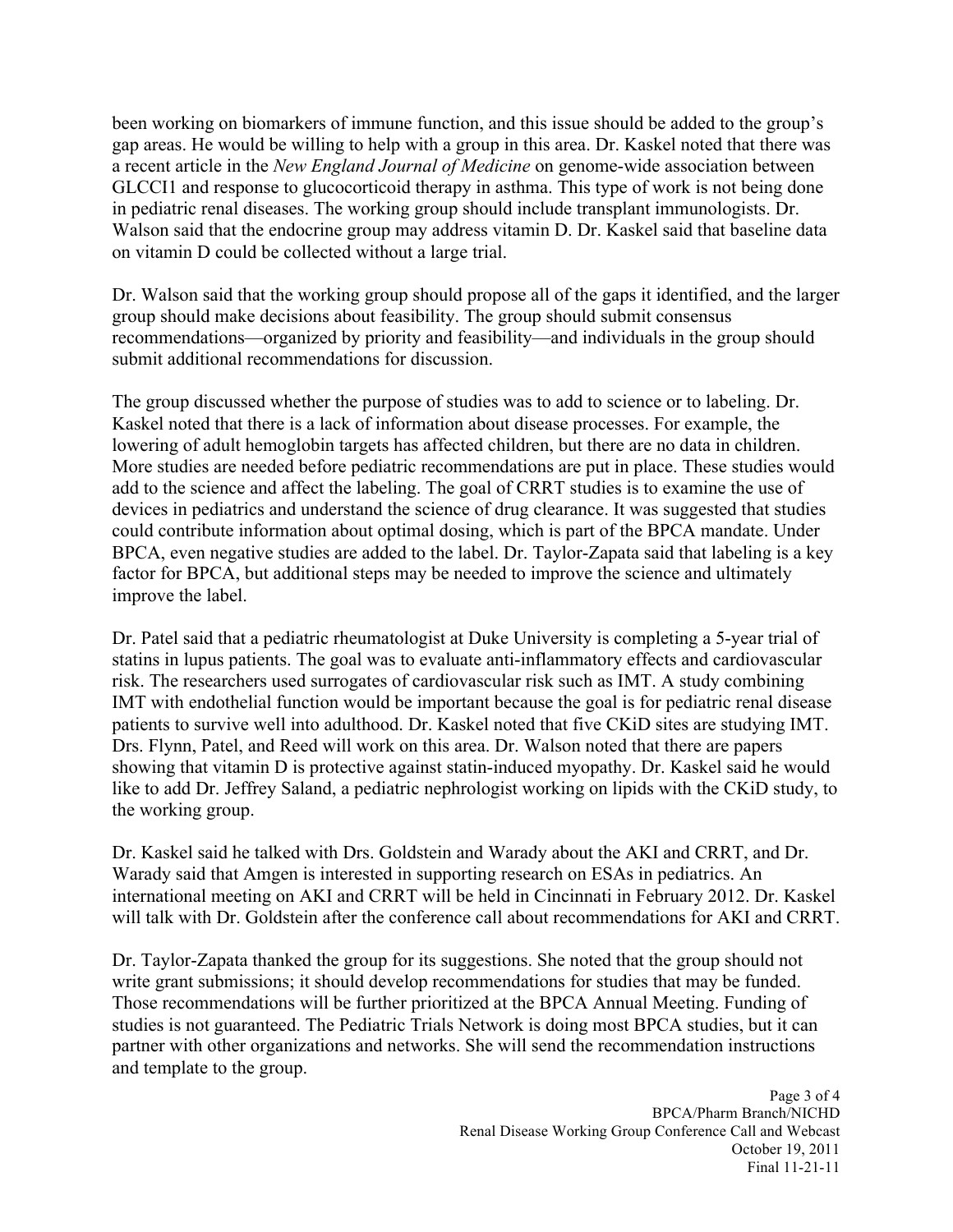been working on biomarkers of immune function, and this issue should be added to the group's gap areas. He would be willing to help with a group in this area. Dr. Kaskel noted that there was a recent article in the *New England Journal of Medicine* on genome-wide association between GLCCI1 and response to glucocorticoid therapy in asthma. This type of work is not being done in pediatric renal diseases. The working group should include transplant immunologists. Dr. Walson said that the endocrine group may address vitamin D. Dr. Kaskel said that baseline data on vitamin D could be collected without a large trial.

Dr. Walson said that the working group should propose all of the gaps it identified, and the larger group should make decisions about feasibility. The group should submit consensus recommendations—organized by priority and feasibility—and individuals in the group should submit additional recommendations for discussion.

The group discussed whether the purpose of studies was to add to science or to labeling. Dr. Kaskel noted that there is a lack of information about disease processes. For example, the lowering of adult hemoglobin targets has affected children, but there are no data in children. More studies are needed before pediatric recommendations are put in place. These studies would add to the science and affect the labeling. The goal of CRRT studies is to examine the use of devices in pediatrics and understand the science of drug clearance. It was suggested that studies could contribute information about optimal dosing, which is part of the BPCA mandate. Under BPCA, even negative studies are added to the label. Dr. Taylor-Zapata said that labeling is a key factor for BPCA, but additional steps may be needed to improve the science and ultimately improve the label.

Dr. Patel said that a pediatric rheumatologist at Duke University is completing a 5-year trial of statins in lupus patients. The goal was to evaluate anti-inflammatory effects and cardiovascular risk. The researchers used surrogates of cardiovascular risk such as IMT. A study combining IMT with endothelial function would be important because the goal is for pediatric renal disease patients to survive well into adulthood. Dr. Kaskel noted that five CKiD sites are studying IMT. Drs. Flynn, Patel, and Reed will work on this area. Dr. Walson noted that there are papers showing that vitamin D is protective against statin-induced myopathy. Dr. Kaskel said he would like to add Dr. Jeffrey Saland, a pediatric nephrologist working on lipids with the CKiD study, to the working group.

Dr. Kaskel said he talked with Drs. Goldstein and Warady about the AKI and CRRT, and Dr. Warady said that Amgen is interested in supporting research on ESAs in pediatrics. An international meeting on AKI and CRRT will be held in Cincinnati in February 2012. Dr. Kaskel will talk with Dr. Goldstein after the conference call about recommendations for AKI and CRRT.

Dr. Taylor-Zapata thanked the group for its suggestions. She noted that the group should not write grant submissions; it should develop recommendations for studies that may be funded. Those recommendations will be further prioritized at the BPCA Annual Meeting. Funding of studies is not guaranteed. The Pediatric Trials Network is doing most BPCA studies, but it can partner with other organizations and networks. She will send the recommendation instructions and template to the group.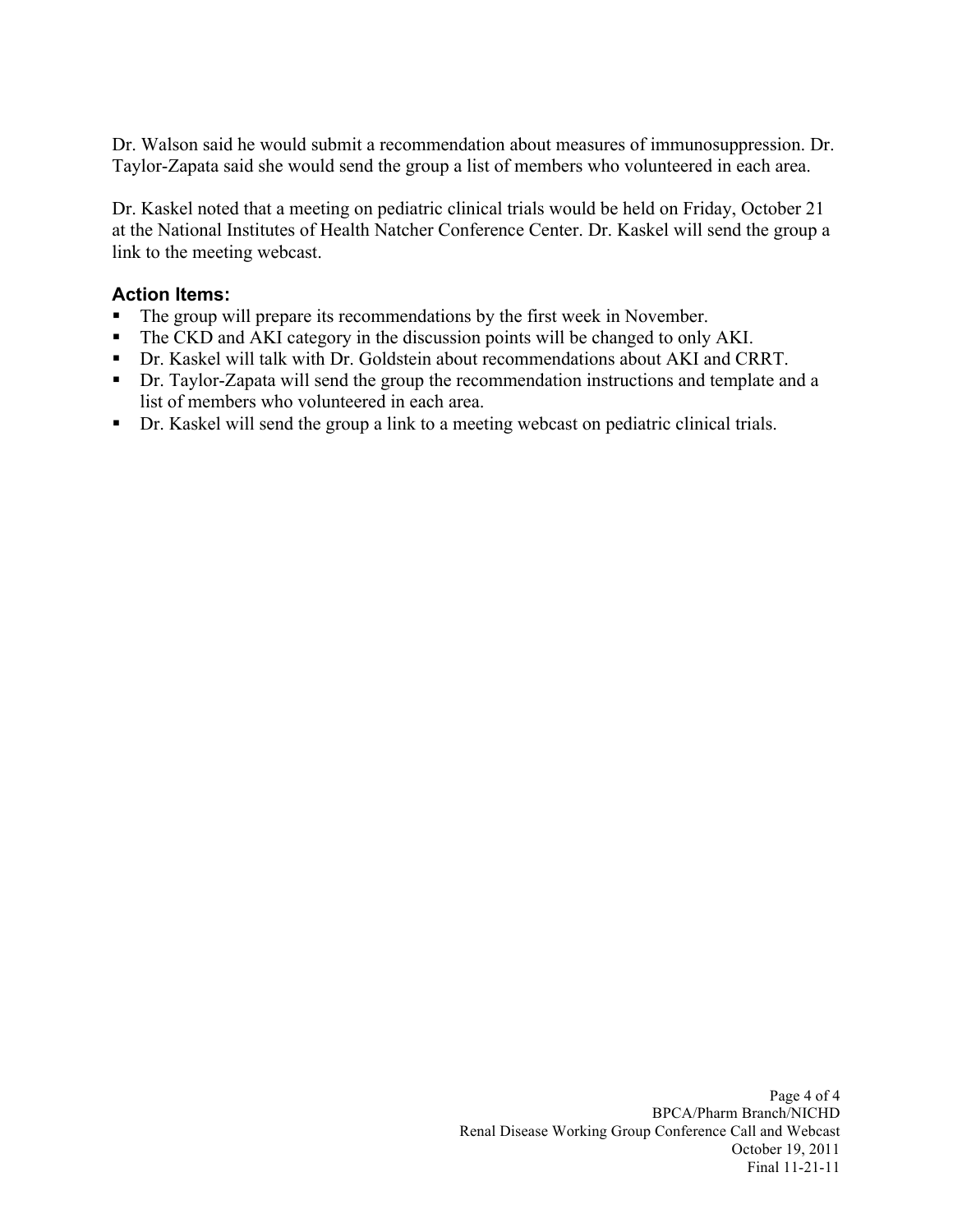Dr. Walson said he would submit a recommendation about measures of immunosuppression. Dr. Taylor-Zapata said she would send the group a list of members who volunteered in each area.

Dr. Kaskel noted that a meeting on pediatric clinical trials would be held on Friday, October 21 at the National Institutes of Health Natcher Conference Center. Dr. Kaskel will send the group a link to the meeting webcast.

### Action Items:

- The group will prepare its recommendations by the first week in November.
- The CKD and AKI category in the discussion points will be changed to only AKI.
- Dr. Kaskel will talk with Dr. Goldstein about recommendations about AKI and CRRT.
- Dr. Taylor-Zapata will send the group the recommendation instructions and template and a list of members who volunteered in each area.
- Dr. Kaskel will send the group a link to a meeting webcast on pediatric clinical trials.